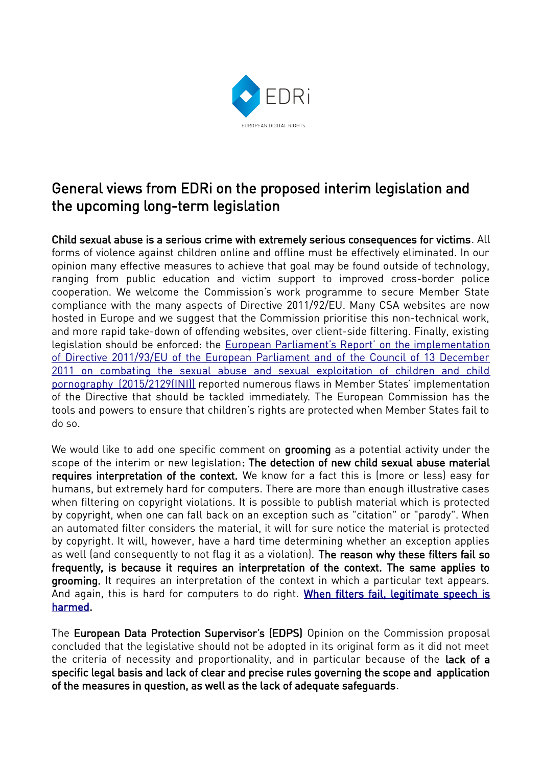EDRi

EUROPEAN DIGITAL RIGHTS

# General views from EDRi on the proposed interim legislation and the upcoming long-term legislation

**Child sexual abuse is a serious crime with extremely serious consequences for victims**. All forms of violence against children online and offline must be effectively eliminated. In our opinion many effective measures to achieve that goal may be found outside of technology, ranging from public education and victim support to improved cross-border police cooperation. We welcome the Commission's work programme to secure Member State compliance with the many aspects of Directive 2011/92/EU. Many CSA websites are now hosted in Europe and we suggest that the Commission prioritise this non-technical work, and more rapid take-down of offending websites, over client-side filtering. Finally, existing legislation should be enforced: the [European Parliament's Report' on the implementation of Directive 2011/93/EU of the European Parliament and of the Council of 13 December 2011 on combating the sexual abuse and sexual exploitation of children and child pornography (2015/2129(INI))] reported numerous flaws in Member States' implementation of the Directive that should be tackled immediately. The European Commission has the tools and powers to ensure that children's rights are protected when Member States fail to do so.

We would like to add one specific comment on **grooming** as a potential activity under the scope of the interim or new legislation**: The detection of new child sexual abuse material requires interpretation of the context.** We know for a fact this is (more or less) easy for humans, but extremely hard for computers. There are more than enough illustrative cases when filtering on copyright violations. It is possible to publish material which is protected by copyright, when one can fall back on an exception such as "citation" or "parody". When an automated filter considers the material, it will for sure notice the material is protected by copyright. It will, however, have a hard time determining whether an exception applies as well (and consequently to not flag it as a violation). **The reason why these filters fail so frequently, is because it requires an interpretation of the context. The same applies to grooming.** It requires an interpretation of the context in which a particular text appears. And again, this is hard for computers to do right. **[When filters fail, legitimate speech is harmed]**.

The **European Data Protection Supervisor's (EDPS)** Opinion on the Commission proposal concluded that the legislative should not be adopted in its original form as it did not meet the criteria of necessity and proportionality, and in particular because of the **lack of a specific legal basis and lack of clear and precise rules governing the scope and application of the measures in question, as well as the lack of adequate safeguards**.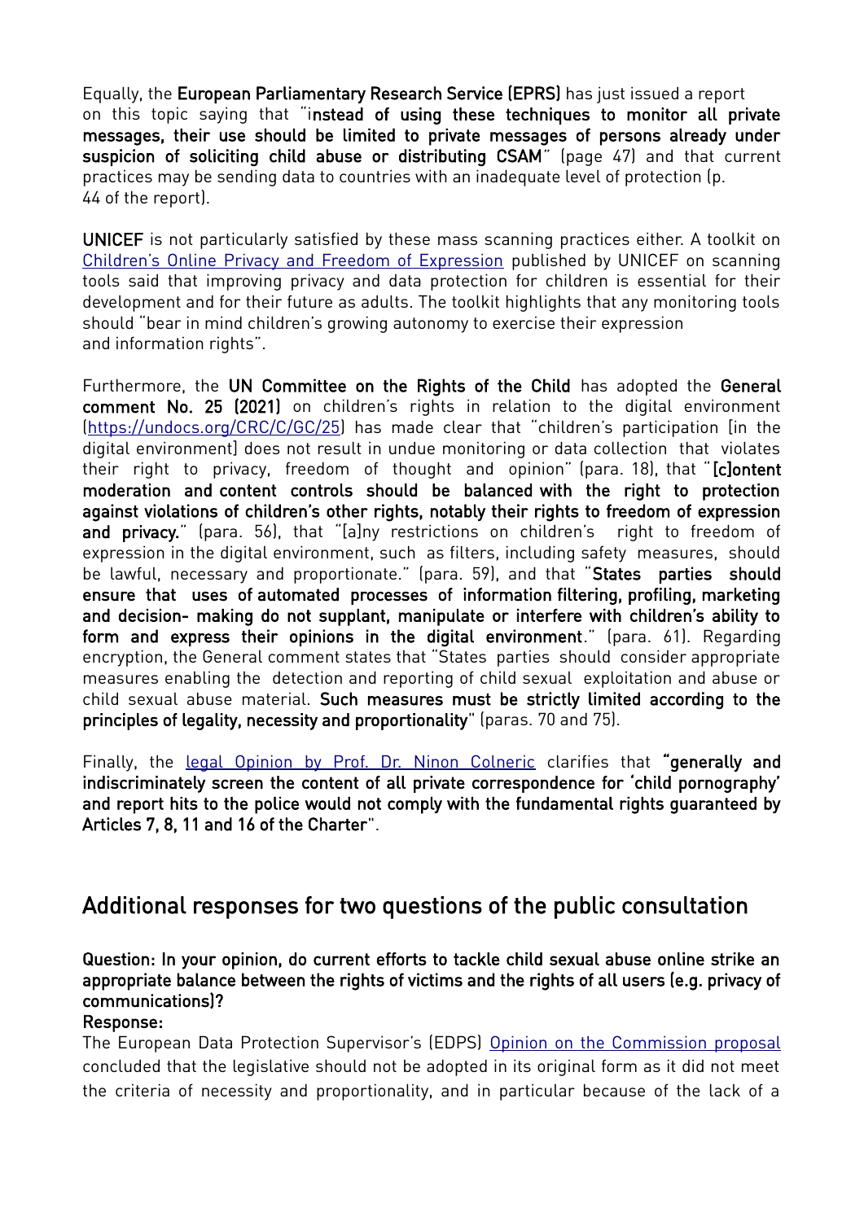Equally, the **European Parliamentary Research Service (EPRS)** has just issued a report on this topic saying that "i**nstead of using these techniques to monitor all private messages, their use should be limited to private messages of persons already under suspicion of soliciting child abuse or distributing CSAM**" (page 47) and that current practices may be sending data to countries with an inadequate level of protection (p. 44 of the report).

**UNICEF** is not particularly satisfied by these mass scanning practices either. A toolkit on [Children's Online Privacy and Freedom of Expression](Children's Online Privacy and Freedom of Expression) published by UNICEF on scanning tools said that improving privacy and data protection for children is essential for their development and for their future as adults. The toolkit highlights that any monitoring tools should "bear in mind children's growing autonomy to exercise their expression and information rights".

Furthermore, the **UN Committee on the Rights of the Child** has adopted the **General comment No. 25 (2021)** on children's rights in relation to the digital environment ([https://undocs.org/CRC/C/GC/25](https://undocs.org/CRC/C/GC/25)) has made clear that "children's participation [in the digital environment] does not result in undue monitoring or data collection that violates their right to privacy, freedom of thought and opinion" (para. 18), that "**[c]ontent moderation and content controls should be balanced with the right to protection against violations of children's other rights, notably their rights to freedom of expression and privacy.**" (para. 56), that "[a]ny restrictions on children's right to freedom of expression in the digital environment, such as filters, including safety measures, should be lawful, necessary and proportionate." (para. 59), and that "**States parties should ensure that uses of automated processes of information filtering, profiling, marketing and decision- making do not supplant, manipulate or interfere with children's ability to form and express their opinions in the digital environment**." (para. 61). Regarding encryption, the General comment states that "States parties should consider appropriate measures enabling the detection and reporting of child sexual exploitation and abuse or child sexual abuse material. **Such measures must be strictly limited according to the principles of legality, necessity and proportionality**" (paras. 70 and 75).

Finally, the [legal Opinion by Prof. Dr. Ninon Colneric](legal Opinion by Prof. Dr. Ninon Colneric) clarifies that **"generally and indiscriminately screen the content of all private correspondence for 'child pornography' and report hits to the police would not comply with the fundamental rights guaranteed by Articles 7, 8, 11 and 16 of the Charter**".

## Additional responses for two questions of the public consultation

**Question: In your opinion, do current efforts to tackle child sexual abuse online strike an appropriate balance between the rights of victims and the rights of all users (e.g. privacy of communications)?**

**Response:**

The European Data Protection Supervisor's (EDPS) [Opinion on the Commission proposal](Opinion on the Commission proposal) concluded that the legislative should not be adopted in its original form as it did not meet the criteria of necessity and proportionality, and in particular because of the lack of a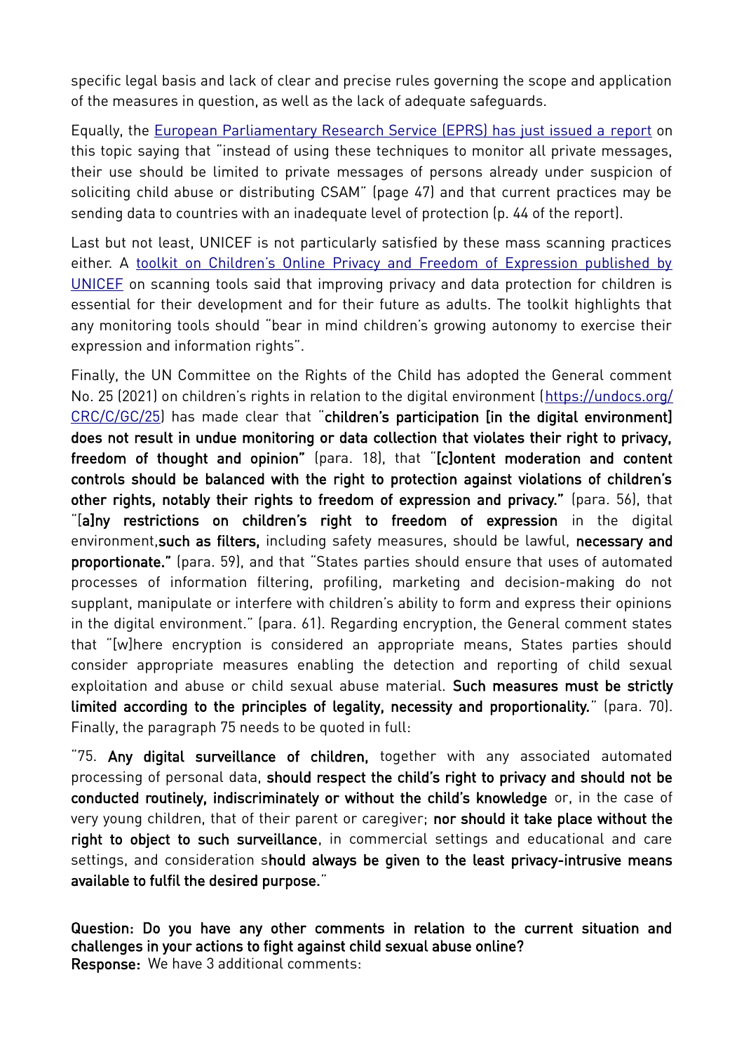specific legal basis and lack of clear and precise rules governing the scope and application of the measures in question, as well as the lack of adequate safeguards.

Equally, the [European Parliamentary Research Service (EPRS) has just issued a report](#) on this topic saying that "instead of using these techniques to monitor all private messages, their use should be limited to private messages of persons already under suspicion of soliciting child abuse or distributing CSAM" (page 47) and that current practices may be sending data to countries with an inadequate level of protection (p. 44 of the report).

Last but not least, UNICEF is not particularly satisfied by these mass scanning practices either. A [toolkit on Children's Online Privacy and Freedom of Expression published by UNICEF](#) on scanning tools said that improving privacy and data protection for children is essential for their development and for their future as adults. The toolkit highlights that any monitoring tools should "bear in mind children's growing autonomy to exercise their expression and information rights".

Finally, the UN Committee on the Rights of the Child has adopted the General comment No. 25 (2021) on children's rights in relation to the digital environment ([https://undocs.org/CRC/C/GC/25](https://undocs.org/CRC/C/GC/25)) has made clear that "**children's participation [in the digital environment] does not result in undue monitoring or data collection that violates their right to privacy, freedom of thought and opinion"** (para. 18), that "**[c]ontent moderation and content controls should be balanced with the right to protection against violations of children's other rights, notably their rights to freedom of expression and privacy."** (para. 56), that "**[a]ny restrictions on children's right to freedom of expression** in the digital environment,**such as filters,** including safety measures, should be lawful, **necessary and proportionate."** (para. 59), and that "States parties should ensure that uses of automated processes of information filtering, profiling, marketing and decision-making do not supplant, manipulate or interfere with children's ability to form and express their opinions in the digital environment." (para. 61). Regarding encryption, the General comment states that "[w]here encryption is considered an appropriate means, States parties should consider appropriate measures enabling the detection and reporting of child sexual exploitation and abuse or child sexual abuse material. **Such measures must be strictly limited according to the principles of legality, necessity and proportionality.**" (para. 70). Finally, the paragraph 75 needs to be quoted in full:

"75. **Any digital surveillance of children,** together with any associated automated processing of personal data, **should respect the child's right to privacy and should not be conducted routinely, indiscriminately or without the child's knowledge** or, in the case of very young children, that of their parent or caregiver; **nor should it take place without the right to object to such surveillance**, in commercial settings and educational and care settings, and consideration s**hould always be given to the least privacy-intrusive means available to fulfil the desired purpose.**"

**Question: Do you have any other comments in relation to the current situation and challenges in your actions to fight against child sexual abuse online?**
**Response:** We have 3 additional comments: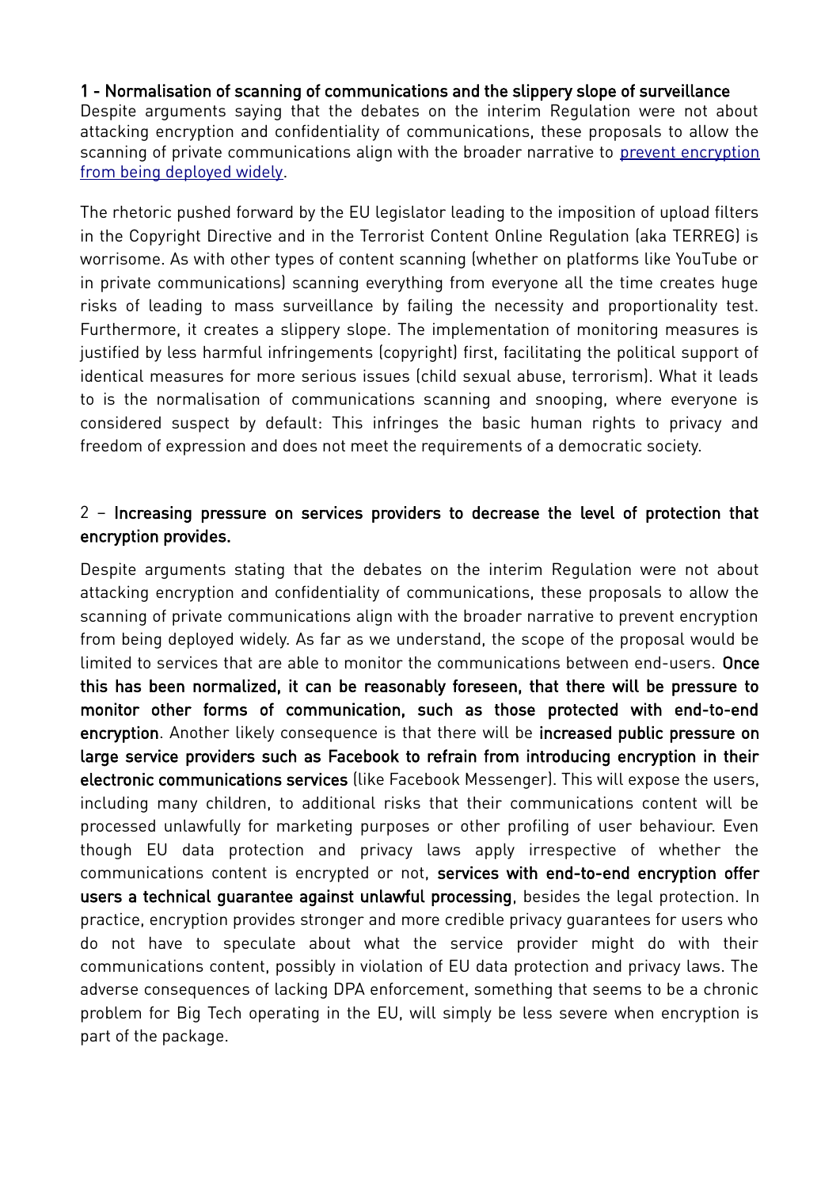### 1 - Normalisation of scanning of communications and the slippery slope of surveillance

Despite arguments saying that the debates on the interim Regulation were not about attacking encryption and confidentiality of communications, these proposals to allow the scanning of private communications align with the broader narrative to [prevent encryption from being deployed widely](#).

The rhetoric pushed forward by the EU legislator leading to the imposition of upload filters in the Copyright Directive and in the Terrorist Content Online Regulation (aka TERREG) is worrisome. As with other types of content scanning (whether on platforms like YouTube or in private communications) scanning everything from everyone all the time creates huge risks of leading to mass surveillance by failing the necessity and proportionality test. Furthermore, it creates a slippery slope. The implementation of monitoring measures is justified by less harmful infringements (copyright) first, facilitating the political support of identical measures for more serious issues (child sexual abuse, terrorism). What it leads to is the normalisation of communications scanning and snooping, where everyone is considered suspect by default: This infringes the basic human rights to privacy and freedom of expression and does not meet the requirements of a democratic society.

### 2 – Increasing pressure on services providers to decrease the level of protection that encryption provides.

Despite arguments stating that the debates on the interim Regulation were not about attacking encryption and confidentiality of communications, these proposals to allow the scanning of private communications align with the broader narrative to prevent encryption from being deployed widely. As far as we understand, the scope of the proposal would be limited to services that are able to monitor the communications between end-users. **Once this has been normalized, it can be reasonably foreseen, that there will be pressure to monitor other forms of communication, such as those protected with end-to-end encryption**. Another likely consequence is that there will be **increased public pressure on large service providers such as Facebook to refrain from introducing encryption in their electronic communications services** (like Facebook Messenger). This will expose the users, including many children, to additional risks that their communications content will be processed unlawfully for marketing purposes or other profiling of user behaviour. Even though EU data protection and privacy laws apply irrespective of whether the communications content is encrypted or not, **services with end-to-end encryption offer users a technical guarantee against unlawful processing**, besides the legal protection. In practice, encryption provides stronger and more credible privacy guarantees for users who do not have to speculate about what the service provider might do with their communications content, possibly in violation of EU data protection and privacy laws. The adverse consequences of lacking DPA enforcement, something that seems to be a chronic problem for Big Tech operating in the EU, will simply be less severe when encryption is part of the package.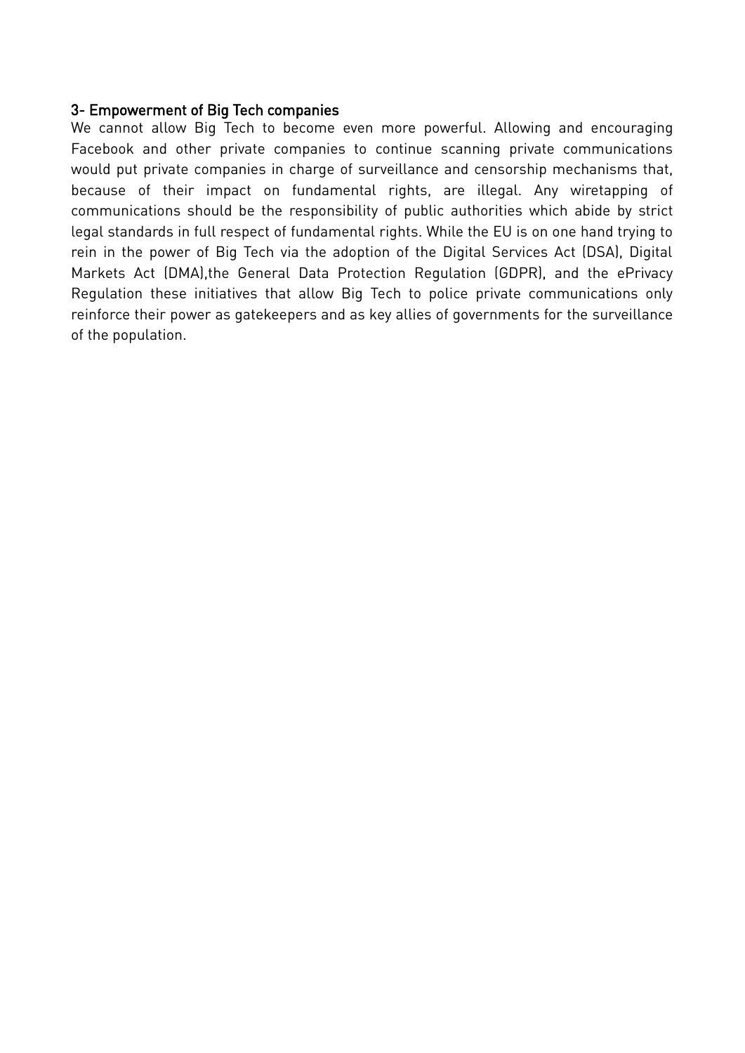### 3- Empowerment of Big Tech companies

We cannot allow Big Tech to become even more powerful. Allowing and encouraging Facebook and other private companies to continue scanning private communications would put private companies in charge of surveillance and censorship mechanisms that, because of their impact on fundamental rights, are illegal. Any wiretapping of communications should be the responsibility of public authorities which abide by strict legal standards in full respect of fundamental rights. While the EU is on one hand trying to rein in the power of Big Tech via the adoption of the Digital Services Act (DSA), Digital Markets Act (DMA),the General Data Protection Regulation (GDPR), and the ePrivacy Regulation these initiatives that allow Big Tech to police private communications only reinforce their power as gatekeepers and as key allies of governments for the surveillance of the population.